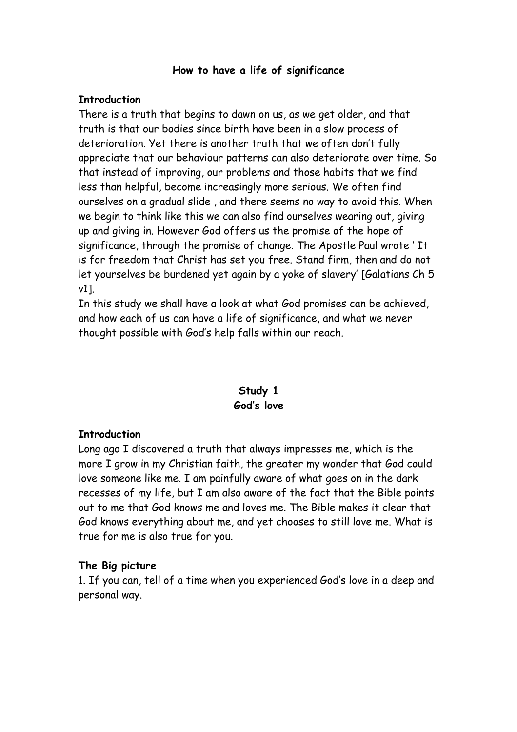# How to have a life of significance

## Introduction

There is a truth that begins to dawn on us, as we get older, and that truth is that our bodies since birth have been in a slow process of deterioration. Yet there is another truth that we often don't fully appreciate that our behaviour patterns can also deteriorate over time. So that instead of improving, our problems and those habits that we find less than helpful, become increasingly more serious. We often find ourselves on a gradual slide , and there seems no way to avoid this. When we begin to think like this we can also find ourselves wearing out, giving up and giving in. However God offers us the promise of the hope of significance, through the promise of change. The Apostle Paul wrote ' It is for freedom that Christ has set you free. Stand firm, then and do not let yourselves be burdened yet again by a yoke of slavery' [Galatians Ch 5 v1].

In this study we shall have a look at what God promises can be achieved, and how each of us can have a life of significance, and what we never thought possible with God's help falls within our reach.

## Study 1
## God's love

### Introduction

Long ago I discovered a truth that always impresses me, which is the more I grow in my Christian faith, the greater my wonder that God could love someone like me. I am painfully aware of what goes on in the dark recesses of my life, but I am also aware of the fact that the Bible points out to me that God knows me and loves me. The Bible makes it clear that God knows everything about me, and yet chooses to still love me. What is true for me is also true for you.

### The Big picture

1. If you can, tell of a time when you experienced God's love in a deep and personal way.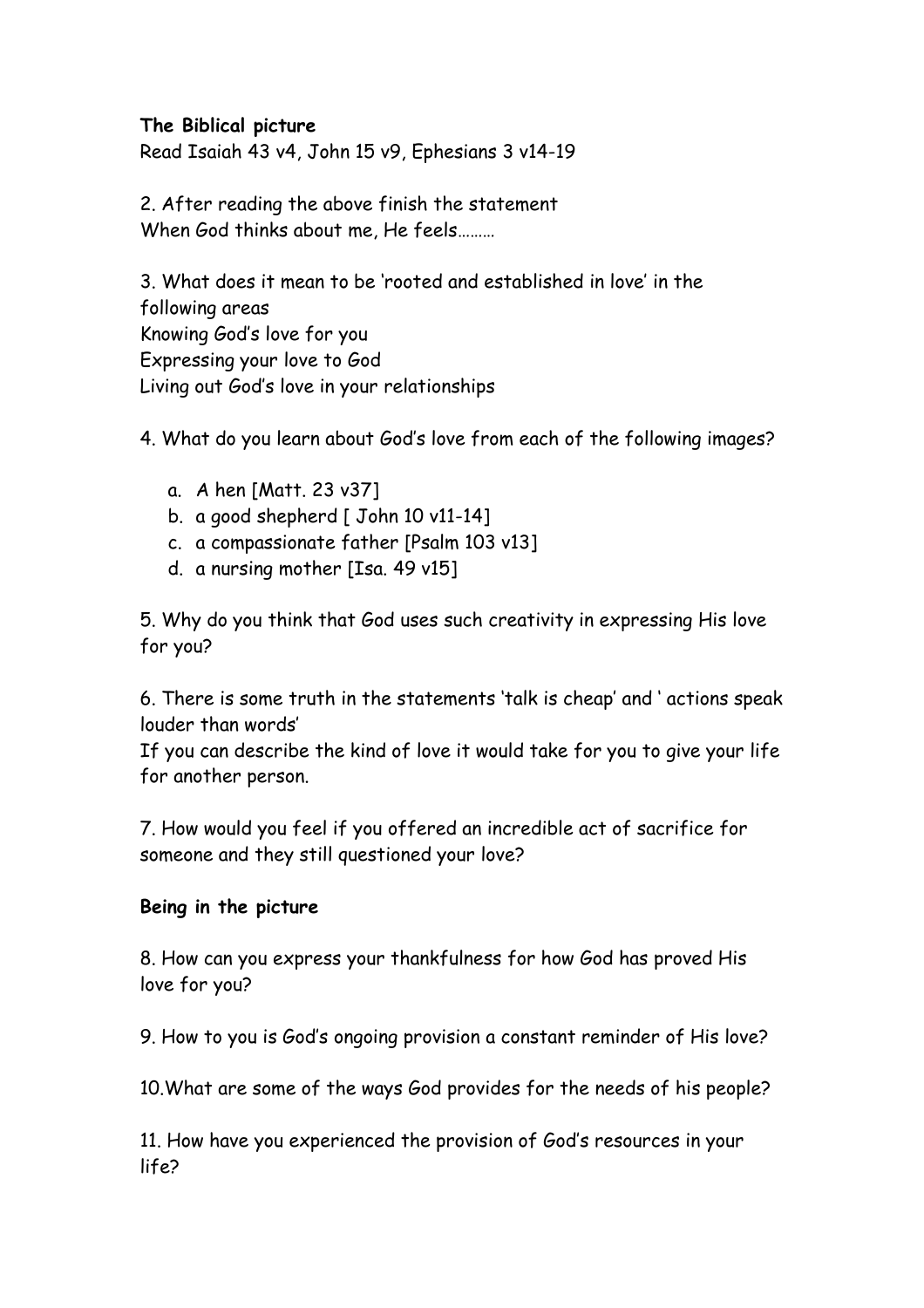**The Biblical picture**

Read Isaiah 43 v4, John 15 v9, Ephesians 3 v14-19

2. After reading the above finish the statement
When God thinks about me, He feels………

3. What does it mean to be 'rooted and established in love' in the following areas
Knowing God's love for you
Expressing your love to God
Living out God's love in your relationships

4. What do you learn about God's love from each of the following images?

   a. A hen [Matt. 23 v37]
   b. a good shepherd [ John 10 v11-14]
   c. a compassionate father [Psalm 103 v13]
   d. a nursing mother [Isa. 49 v15]

5. Why do you think that God uses such creativity in expressing His love for you?

6. There is some truth in the statements 'talk is cheap' and ' actions speak louder than words'
If you can describe the kind of love it would take for you to give your life for another person.

7. How would you feel if you offered an incredible act of sacrifice for someone and they still questioned your love?

**Being in the picture**

8. How can you express your thankfulness for how God has proved His love for you?

9. How to you is God's ongoing provision a constant reminder of His love?

10.What are some of the ways God provides for the needs of his people?

11. How have you experienced the provision of God's resources in your life?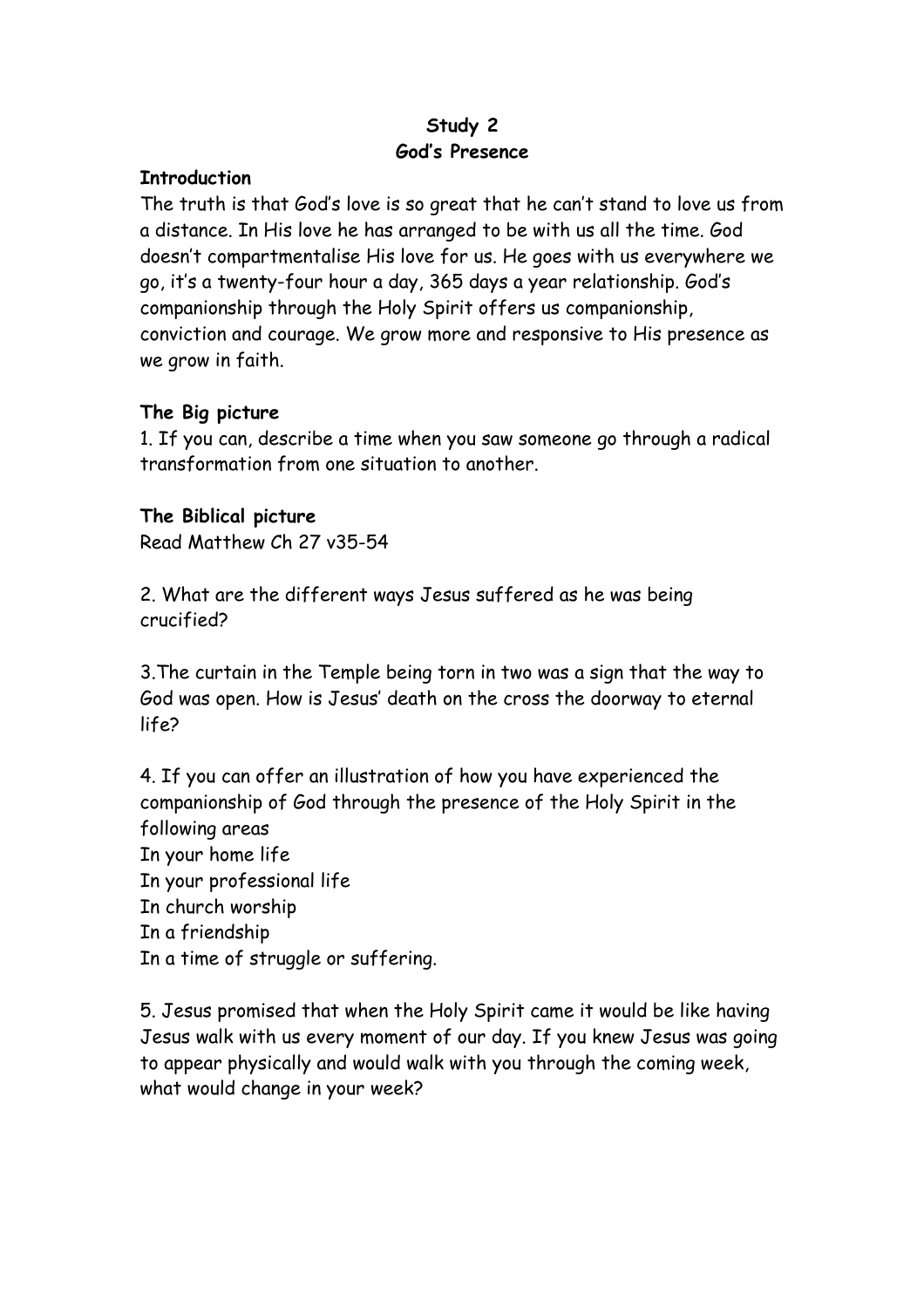**Study 2**
**God's Presence**

**Introduction**

The truth is that God's love is so great that he can't stand to love us from a distance. In His love he has arranged to be with us all the time. God doesn't compartmentalise His love for us. He goes with us everywhere we go, it's a twenty-four hour a day, 365 days a year relationship. God's companionship through the Holy Spirit offers us companionship, conviction and courage. We grow more and responsive to His presence as we grow in faith.

**The Big picture**

1. If you can, describe a time when you saw someone go through a radical transformation from one situation to another.

**The Biblical picture**

Read Matthew Ch 27 v35-54

2. What are the different ways Jesus suffered as he was being crucified?

3.The curtain in the Temple being torn in two was a sign that the way to God was open. How is Jesus' death on the cross the doorway to eternal life?

4. If you can offer an illustration of how you have experienced the companionship of God through the presence of the Holy Spirit in the following areas
In your home life
In your professional life
In church worship
In a friendship
In a time of struggle or suffering.

5. Jesus promised that when the Holy Spirit came it would be like having Jesus walk with us every moment of our day. If you knew Jesus was going to appear physically and would walk with you through the coming week, what would change in your week?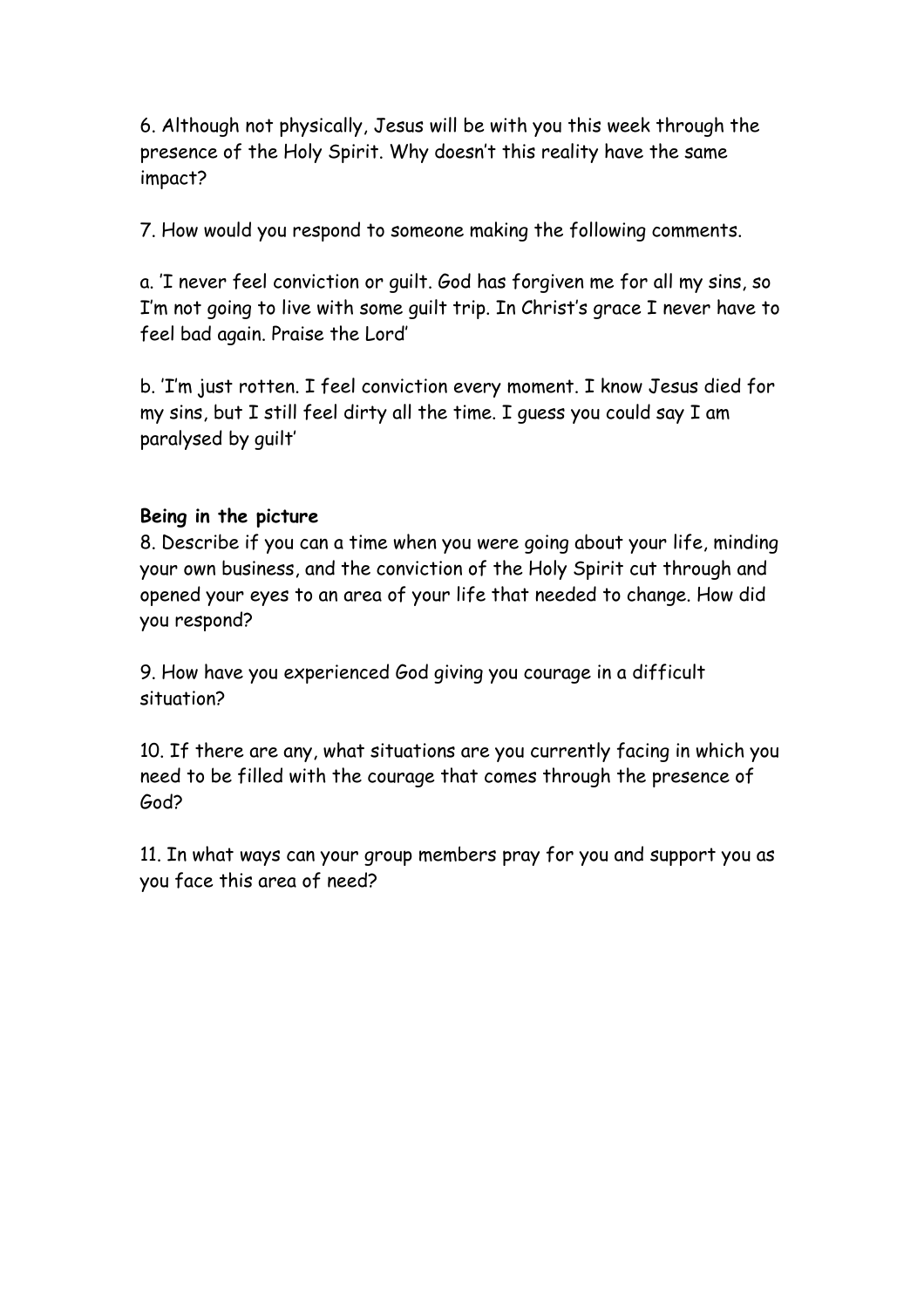6. Although not physically, Jesus will be with you this week through the presence of the Holy Spirit. Why doesn't this reality have the same impact?

7. How would you respond to someone making the following comments.

a. 'I never feel conviction or guilt. God has forgiven me for all my sins, so I'm not going to live with some guilt trip. In Christ's grace I never have to feel bad again. Praise the Lord'

b. 'I'm just rotten. I feel conviction every moment. I know Jesus died for my sins, but I still feel dirty all the time. I guess you could say I am paralysed by guilt'

**Being in the picture**

8. Describe if you can a time when you were going about your life, minding your own business, and the conviction of the Holy Spirit cut through and opened your eyes to an area of your life that needed to change. How did you respond?

9. How have you experienced God giving you courage in a difficult situation?

10. If there are any, what situations are you currently facing in which you need to be filled with the courage that comes through the presence of God?

11. In what ways can your group members pray for you and support you as you face this area of need?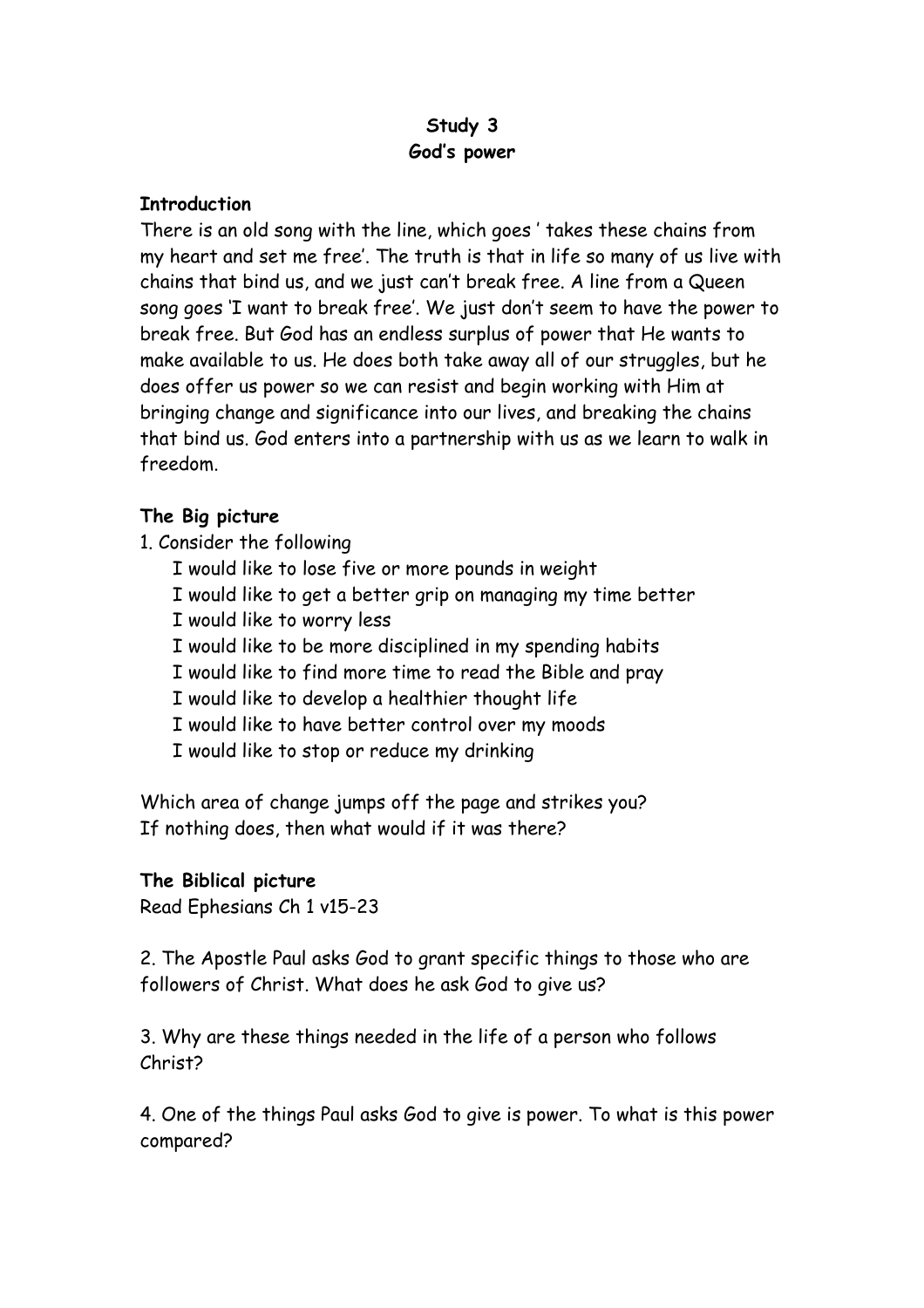**Study 3**
**God's power**

**Introduction**

There is an old song with the line, which goes ' takes these chains from my heart and set me free'. The truth is that in life so many of us live with chains that bind us, and we just can't break free. A line from a Queen song goes 'I want to break free'. We just don't seem to have the power to break free. But God has an endless surplus of power that He wants to make available to us. He does both take away all of our struggles, but he does offer us power so we can resist and begin working with Him at bringing change and significance into our lives, and breaking the chains that bind us. God enters into a partnership with us as we learn to walk in freedom.

**The Big picture**

1. Consider the following

    I would like to lose five or more pounds in weight
    I would like to get a better grip on managing my time better
    I would like to worry less
    I would like to be more disciplined in my spending habits
    I would like to find more time to read the Bible and pray
    I would like to develop a healthier thought life
    I would like to have better control over my moods
    I would like to stop or reduce my drinking

Which area of change jumps off the page and strikes you?
If nothing does, then what would if it was there?

**The Biblical picture**

Read Ephesians Ch 1 v15-23

2. The Apostle Paul asks God to grant specific things to those who are followers of Christ. What does he ask God to give us?

3. Why are these things needed in the life of a person who follows Christ?

4. One of the things Paul asks God to give is power. To what is this power compared?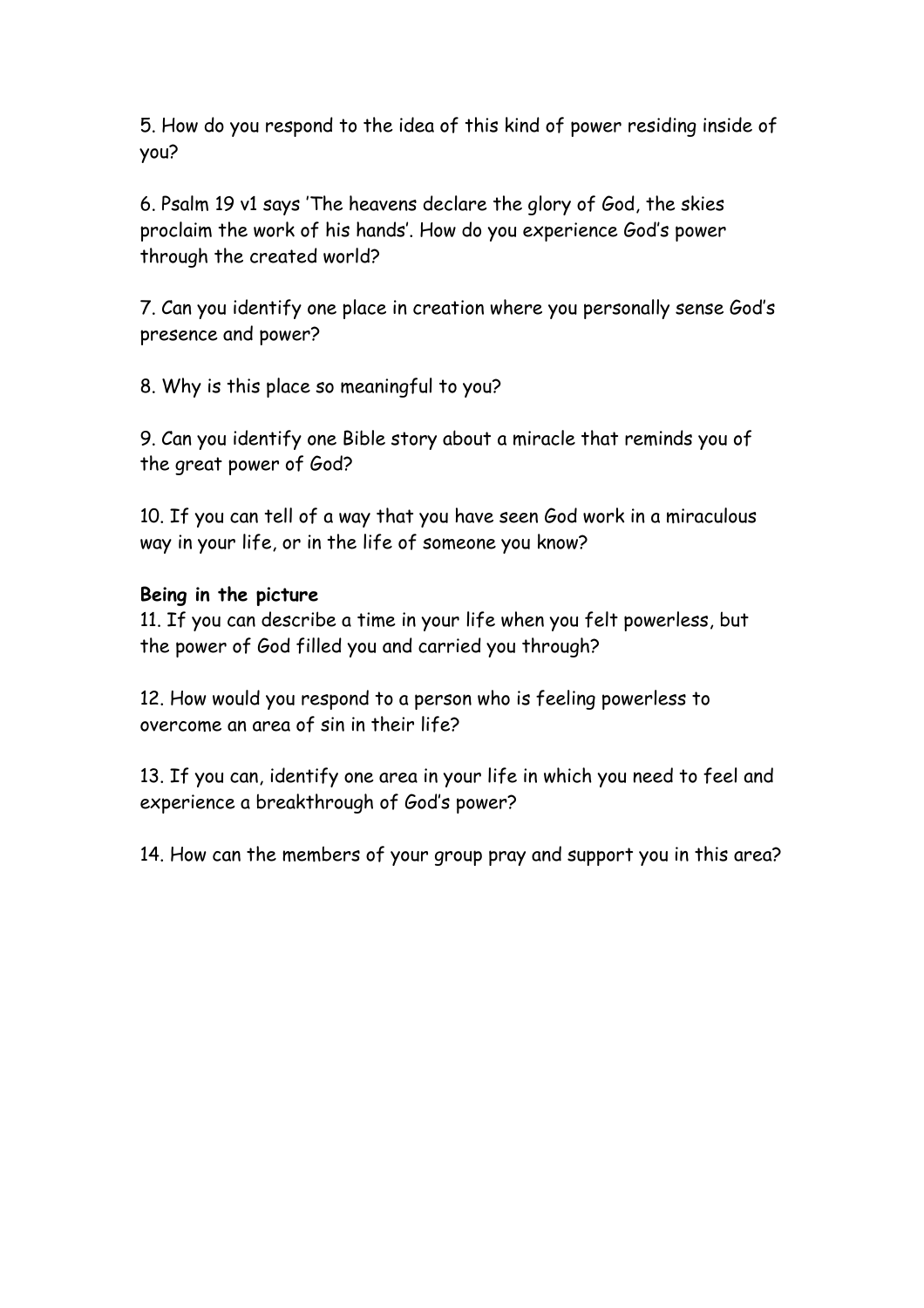5. How do you respond to the idea of this kind of power residing inside of you?

6. Psalm 19 v1 says 'The heavens declare the glory of God, the skies proclaim the work of his hands'. How do you experience God's power through the created world?

7. Can you identify one place in creation where you personally sense God's presence and power?

8. Why is this place so meaningful to you?

9. Can you identify one Bible story about a miracle that reminds you of the great power of God?

10. If you can tell of a way that you have seen God work in a miraculous way in your life, or in the life of someone you know?

**Being in the picture**

11. If you can describe a time in your life when you felt powerless, but the power of God filled you and carried you through?

12. How would you respond to a person who is feeling powerless to overcome an area of sin in their life?

13. If you can, identify one area in your life in which you need to feel and experience a breakthrough of God's power?

14. How can the members of your group pray and support you in this area?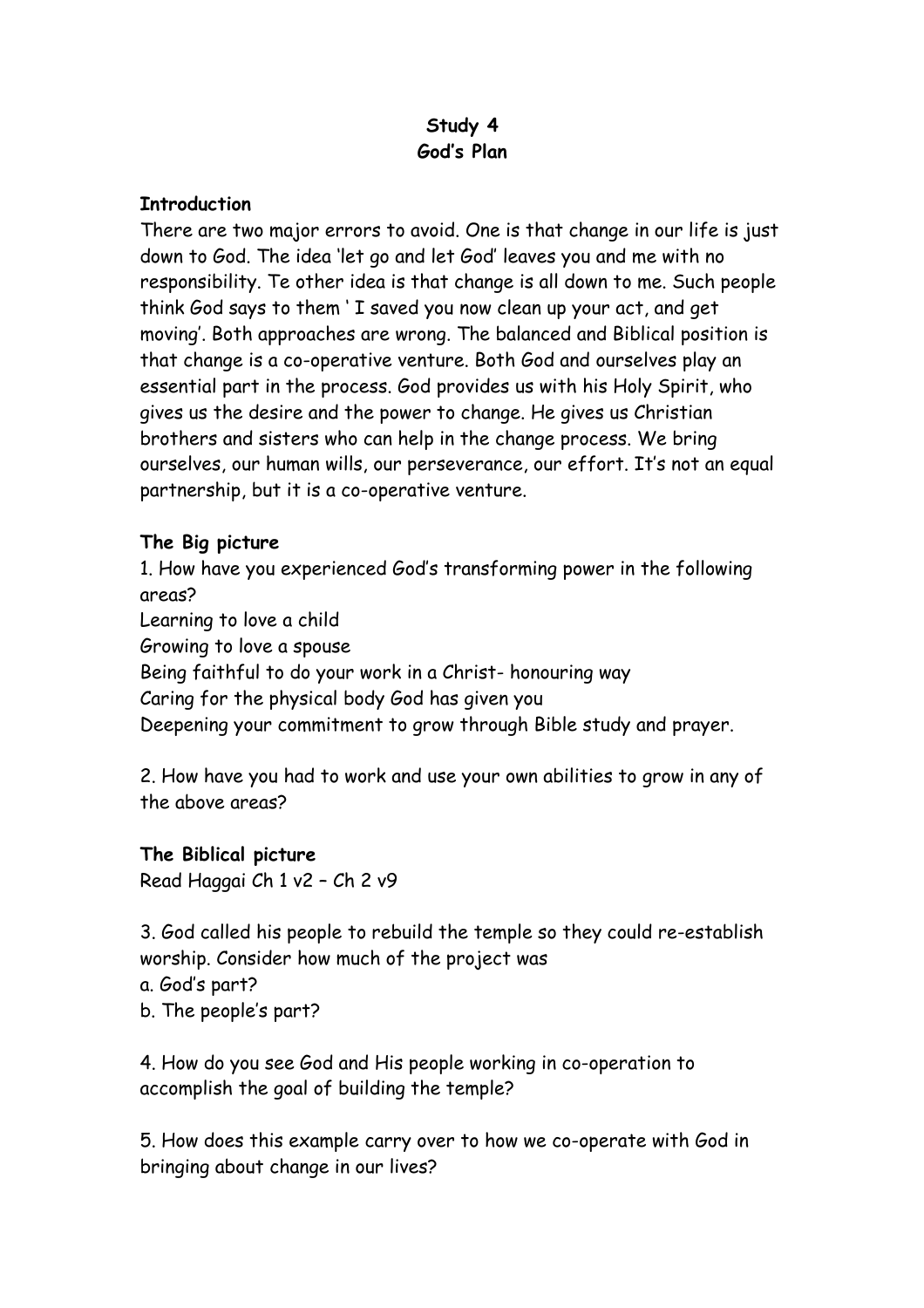**Study 4**
**God's Plan**

**Introduction**

There are two major errors to avoid. One is that change in our life is just down to God. The idea 'let go and let God' leaves you and me with no responsibility. Te other idea is that change is all down to me. Such people think God says to them ' I saved you now clean up your act, and get moving'. Both approaches are wrong. The balanced and Biblical position is that change is a co-operative venture. Both God and ourselves play an essential part in the process. God provides us with his Holy Spirit, who gives us the desire and the power to change. He gives us Christian brothers and sisters who can help in the change process. We bring ourselves, our human wills, our perseverance, our effort. It's not an equal partnership, but it is a co-operative venture.

**The Big picture**

1. How have you experienced God's transforming power in the following areas?
Learning to love a child
Growing to love a spouse
Being faithful to do your work in a Christ- honouring way
Caring for the physical body God has given you
Deepening your commitment to grow through Bible study and prayer.

2. How have you had to work and use your own abilities to grow in any of the above areas?

**The Biblical picture**

Read Haggai Ch 1 v2 – Ch 2 v9

3. God called his people to rebuild the temple so they could re-establish worship. Consider how much of the project was
a. God's part?
b. The people's part?

4. How do you see God and His people working in co-operation to accomplish the goal of building the temple?

5. How does this example carry over to how we co-operate with God in bringing about change in our lives?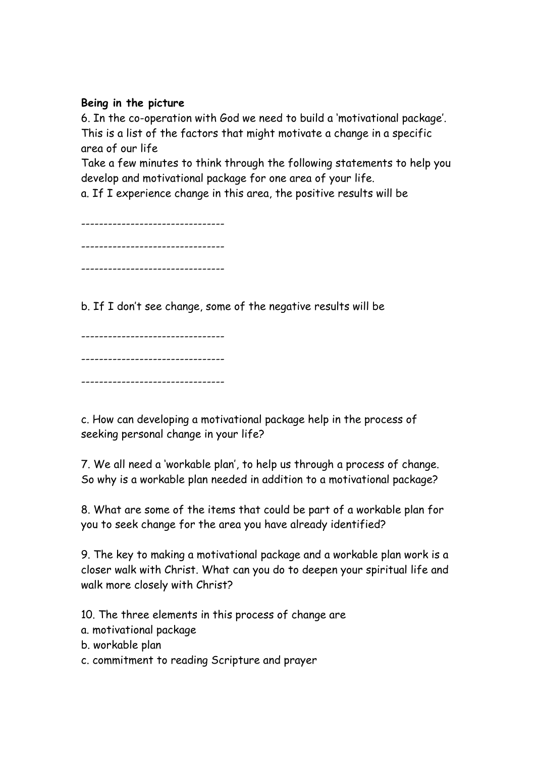**Being in the picture**

6. In the co-operation with God we need to build a 'motivational package'. This is a list of the factors that might motivate a change in a specific area of our life

Take a few minutes to think through the following statements to help you develop and motivational package for one area of your life.

a. If I experience change in this area, the positive results will be

--------------------------------

--------------------------------

--------------------------------

b. If I don't see change, some of the negative results will be

--------------------------------

--------------------------------

--------------------------------

c. How can developing a motivational package help in the process of seeking personal change in your life?

7. We all need a 'workable plan', to help us through a process of change. So why is a workable plan needed in addition to a motivational package?

8. What are some of the items that could be part of a workable plan for you to seek change for the area you have already identified?

9. The key to making a motivational package and a workable plan work is a closer walk with Christ. What can you do to deepen your spiritual life and walk more closely with Christ?

10. The three elements in this process of change are

a. motivational package

b. workable plan

c. commitment to reading Scripture and prayer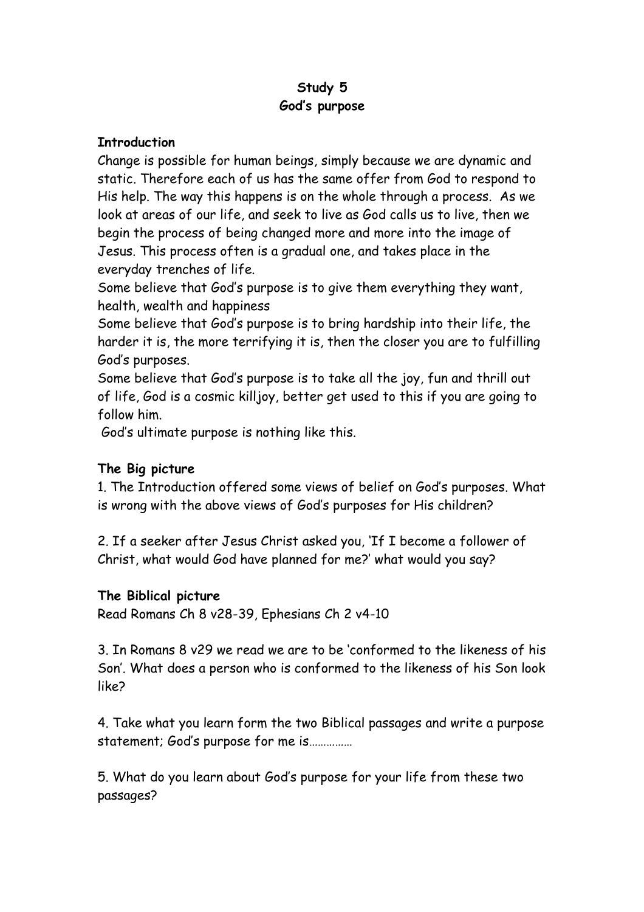**Study 5**
**God's purpose**

**Introduction**

Change is possible for human beings, simply because we are dynamic and static. Therefore each of us has the same offer from God to respond to His help. The way this happens is on the whole through a process. As we look at areas of our life, and seek to live as God calls us to live, then we begin the process of being changed more and more into the image of Jesus. This process often is a gradual one, and takes place in the everyday trenches of life.

Some believe that God's purpose is to give them everything they want, health, wealth and happiness

Some believe that God's purpose is to bring hardship into their life, the harder it is, the more terrifying it is, then the closer you are to fulfilling God's purposes.

Some believe that God's purpose is to take all the joy, fun and thrill out of life, God is a cosmic killjoy, better get used to this if you are going to follow him.

God's ultimate purpose is nothing like this.

**The Big picture**

1. The Introduction offered some views of belief on God's purposes. What is wrong with the above views of God's purposes for His children?

2. If a seeker after Jesus Christ asked you, 'If I become a follower of Christ, what would God have planned for me?' what would you say?

**The Biblical picture**

Read Romans Ch 8 v28-39, Ephesians Ch 2 v4-10

3. In Romans 8 v29 we read we are to be 'conformed to the likeness of his Son'. What does a person who is conformed to the likeness of his Son look like?

4. Take what you learn form the two Biblical passages and write a purpose statement; God's purpose for me is……………

5. What do you learn about God's purpose for your life from these two passages?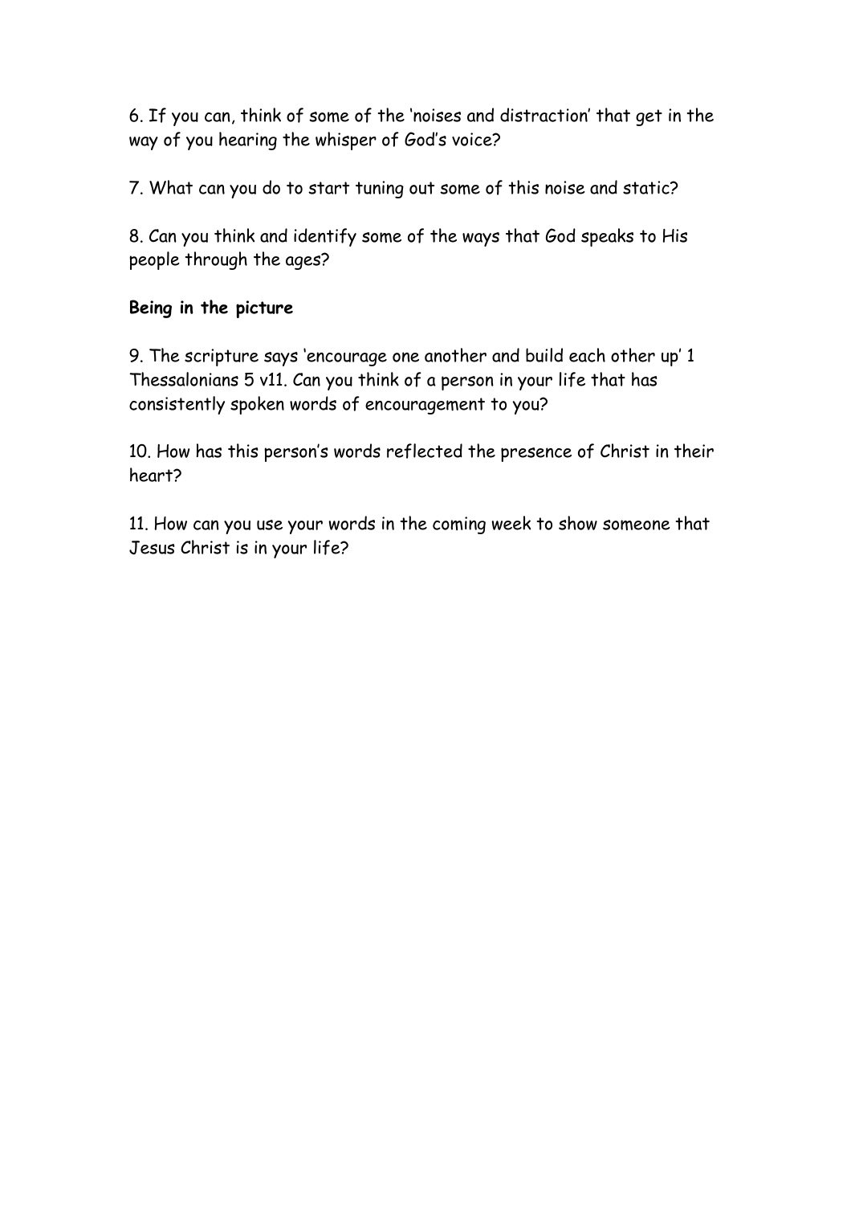6. If you can, think of some of the 'noises and distraction' that get in the way of you hearing the whisper of God's voice?

7. What can you do to start tuning out some of this noise and static?

8. Can you think and identify some of the ways that God speaks to His people through the ages?

**Being in the picture**

9. The scripture says 'encourage one another and build each other up' 1 Thessalonians 5 v11. Can you think of a person in your life that has consistently spoken words of encouragement to you?

10. How has this person's words reflected the presence of Christ in their heart?

11. How can you use your words in the coming week to show someone that Jesus Christ is in your life?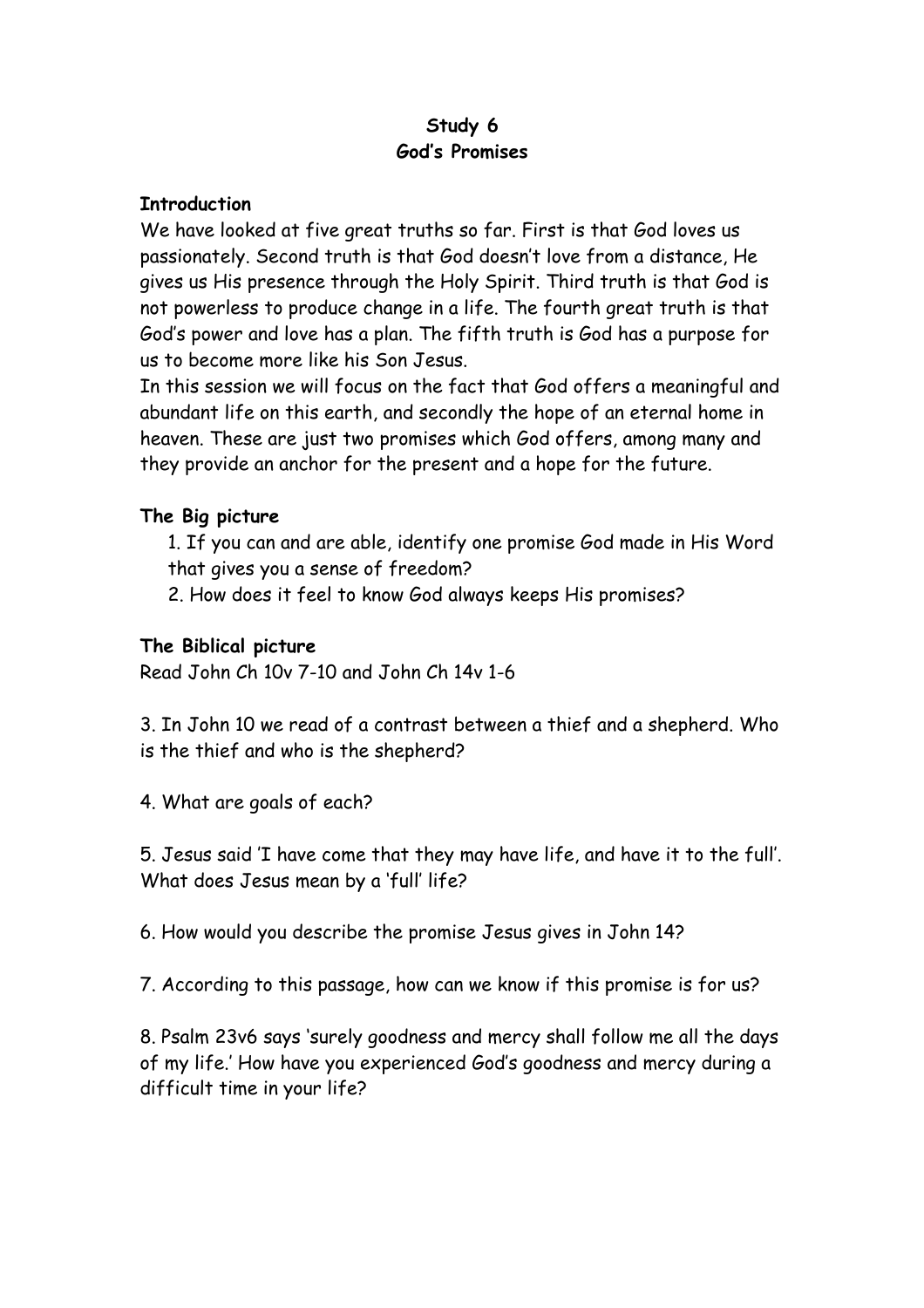# Study 6
# God's Promises

**Introduction**

We have looked at five great truths so far. First is that God loves us passionately. Second truth is that God doesn't love from a distance, He gives us His presence through the Holy Spirit. Third truth is that God is not powerless to produce change in a life. The fourth great truth is that God's power and love has a plan. The fifth truth is God has a purpose for us to become more like his Son Jesus.

In this session we will focus on the fact that God offers a meaningful and abundant life on this earth, and secondly the hope of an eternal home in heaven. These are just two promises which God offers, among many and they provide an anchor for the present and a hope for the future.

**The Big picture**

1. If you can and are able, identify one promise God made in His Word that gives you a sense of freedom?
2. How does it feel to know God always keeps His promises?

**The Biblical picture**

Read John Ch 10v 7-10 and John Ch 14v 1-6

3. In John 10 we read of a contrast between a thief and a shepherd. Who is the thief and who is the shepherd?

4. What are goals of each?

5. Jesus said 'I have come that they may have life, and have it to the full'. What does Jesus mean by a 'full' life?

6. How would you describe the promise Jesus gives in John 14?

7. According to this passage, how can we know if this promise is for us?

8. Psalm 23v6 says 'surely goodness and mercy shall follow me all the days of my life.' How have you experienced God's goodness and mercy during a difficult time in your life?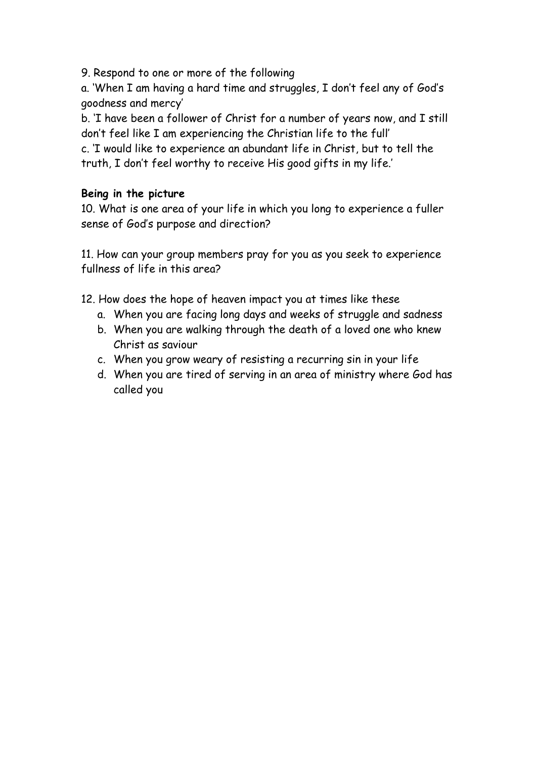9. Respond to one or more of the following

a. 'When I am having a hard time and struggles, I don't feel any of God's goodness and mercy'

b. 'I have been a follower of Christ for a number of years now, and I still don't feel like I am experiencing the Christian life to the full'

c. 'I would like to experience an abundant life in Christ, but to tell the truth, I don't feel worthy to receive His good gifts in my life.'

**Being in the picture**

10. What is one area of your life in which you long to experience a fuller sense of God's purpose and direction?

11. How can your group members pray for you as you seek to experience fullness of life in this area?

12. How does the hope of heaven impact you at times like these

   a. When you are facing long days and weeks of struggle and sadness
   b. When you are walking through the death of a loved one who knew Christ as saviour
   c. When you grow weary of resisting a recurring sin in your life
   d. When you are tired of serving in an area of ministry where God has called you